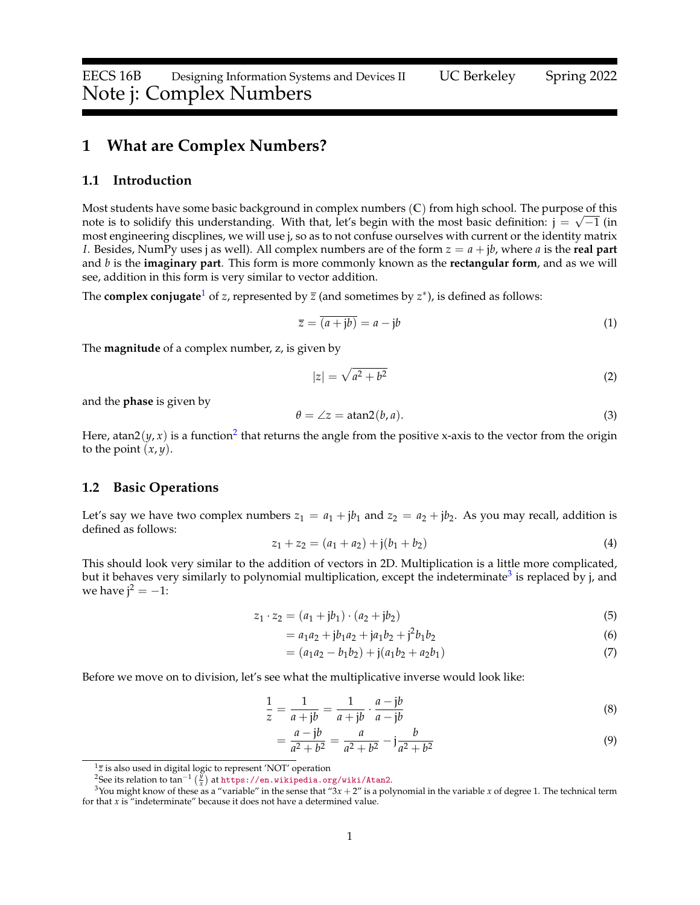# EECS 16B Designing Information Systems and Devices II UC Berkeley Spring 2022

# Note j: Complex Numbers

## 1 What are Complex Numbers?

### 1.1 Introduction

Most students have some basic background in complex numbers ($\mathbb{C}$) from high school. The purpose of this note is to solidify this understanding. With that, let's begin with the most basic definition: $\mathrm{j} = \sqrt{-1}$ (in most engineering discplines, we will use j, so as to not confuse ourselves with current or the identity matrix $I$. Besides, NumPy uses j as well). All complex numbers are of the form $z = a + \mathrm{j}b$, where $a$ is the **real part** and $b$ is the **imaginary part**. This form is more commonly known as the **rectangular form**, and as we will see, addition in this form is very similar to vector addition.

The **complex conjugate**[1] of $z$, represented by $\overline{z}$ (and sometimes by $z^*$), is defined as follows:

$$\overline{z} = \overline{(a + \mathrm{j}b)} = a - \mathrm{j}b \tag{1}$$

The **magnitude** of a complex number, $z$, is given by

$$|z| = \sqrt{a^2 + b^2} \tag{2}$$

and the **phase** is given by

$$\theta = \angle z = \mathrm{atan2}(b, a). \tag{3}$$

Here, $\mathrm{atan2}(y, x)$ is a function[2] that returns the angle from the positive x-axis to the vector from the origin to the point $(x, y)$.

### 1.2 Basic Operations

Let's say we have two complex numbers $z_1 = a_1 + \mathrm{j}b_1$ and $z_2 = a_2 + \mathrm{j}b_2$. As you may recall, addition is defined as follows:

$$z_1 + z_2 = (a_1 + a_2) + \mathrm{j}(b_1 + b_2) \tag{4}$$

This should look very similar to the addition of vectors in 2D. Multiplication is a little more complicated, but it behaves very similarly to polynomial multiplication, except the indeterminate[3] is replaced by j, and we have $\mathrm{j}^2 = -1$:

$$
\begin{aligned}
z_1 \cdot z_2 &= (a_1 + \mathrm{j}b_1) \cdot (a_2 + \mathrm{j}b_2) && (5)\\
&= a_1 a_2 + \mathrm{j}b_1 a_2 + \mathrm{j}a_1 b_2 + \mathrm{j}^2 b_1 b_2 && (6)\\
&= (a_1 a_2 - b_1 b_2) + \mathrm{j}(a_1 b_2 + a_2 b_1) && (7)
\end{aligned}
$$

Before we move on to division, let's see what the multiplicative inverse would look like:

$$
\begin{aligned}
\frac{1}{z} &= \frac{1}{a + \mathrm{j}b} = \frac{1}{a + \mathrm{j}b} \cdot \frac{a - \mathrm{j}b}{a - \mathrm{j}b} && (8)\\
&= \frac{a - \mathrm{j}b}{a^2 + b^2} = \frac{a}{a^2 + b^2} - \mathrm{j}\frac{b}{a^2 + b^2} && (9)
\end{aligned}
$$

---

[1] $\overline{z}$ is also used in digital logic to represent 'NOT' operation

[2] See its relation to $\tan^{-1}\left(\frac{y}{x}\right)$ at https://en.wikipedia.org/wiki/Atan2.

[3] You might know of these as a "variable" in the sense that "$3x + 2$" is a polynomial in the variable $x$ of degree 1. The technical term for that $x$ is "indeterminate" because it does not have a determined value.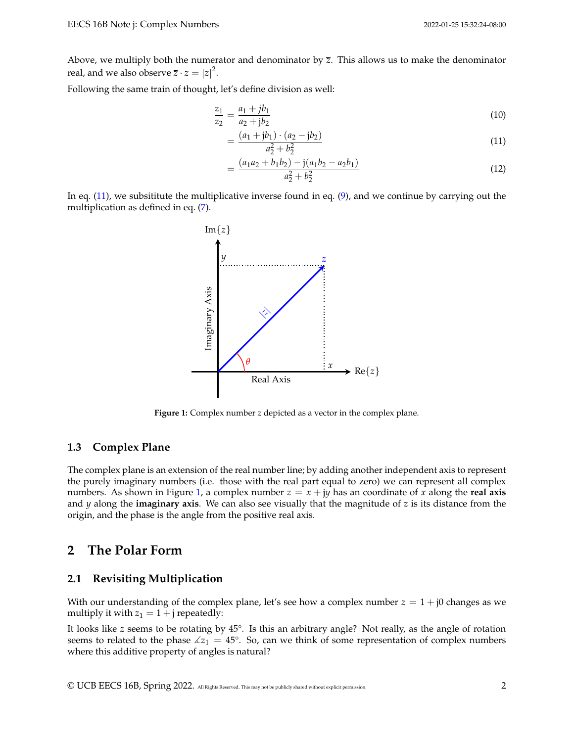Above, we multiply both the numerator and denominator by $\bar{z}$. This allows us to make the denominator real, and we also observe $\bar{z} \cdot z = |z|^2$.

Following the same train of thought, let's define division as well:

$$\frac{z_1}{z_2} = \frac{a_1 + jb_1}{a_2 + jb_2} \tag{10}$$

$$= \frac{(a_1 + jb_1) \cdot (a_2 - jb_2)}{a_2^2 + b_2^2} \tag{11}$$

$$= \frac{(a_1 a_2 + b_1 b_2) - j(a_1 b_2 - a_2 b_1)}{a_2^2 + b_2^2} \tag{12}$$

In eq. (11), we subsititute the multiplicative inverse found in eq. (9), and we continue by carrying out the multiplication as defined in eq. (7).

**Figure 1:** Complex number $z$ depicted as a vector in the complex plane.

### 1.3 Complex Plane

The complex plane is an extension of the real number line; by adding another independent axis to represent the purely imaginary numbers (i.e. those with the real part equal to zero) we can represent all complex numbers. As shown in Figure 1, a complex number $z = x + jy$ has an coordinate of $x$ along the **real axis** and $y$ along the **imaginary axis**. We can also see visually that the magnitude of $z$ is its distance from the origin, and the phase is the angle from the positive real axis.

## 2 The Polar Form

### 2.1 Revisiting Multiplication

With our understanding of the complex plane, let's see how a complex number $z = 1 + j0$ changes as we multiply it with $z_1 = 1 + j$ repeatedly:

It looks like $z$ seems to be rotating by 45°. Is this an arbitrary angle? Not really, as the angle of rotation seems to related to the phase $\measuredangle z_1 = 45°$. So, can we think of some representation of complex numbers where this additive property of angles is natural?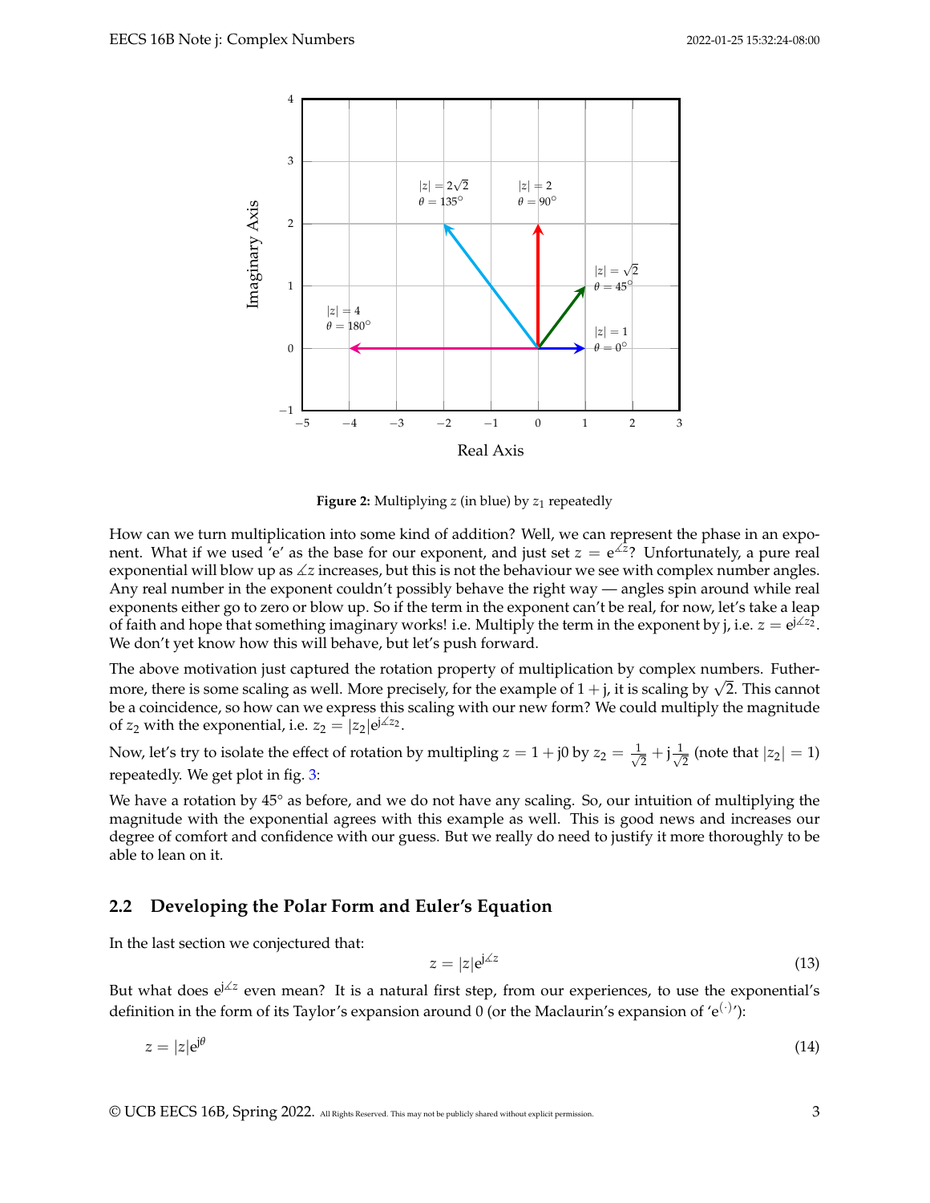Figure 2: Multiplying $z$ (in blue) by $z_1$ repeatedly

How can we turn multiplication into some kind of addition? Well, we can represent the phase in an exponent. What if we used 'e' as the base for our exponent, and just set $z = e^{\measuredangle z}$? Unfortunately, a pure real exponential will blow up as $\measuredangle z$ increases, but this is not the behaviour we see with complex number angles. Any real number in the exponent couldn't possibly behave the right way — angles spin around while real exponents either go to zero or blow up. So if the term in the exponent can't be real, for now, let's take a leap of faith and hope that something imaginary works! i.e. Multiply the term in the exponent by j, i.e. $z = e^{j\measuredangle z_2}$. We don't yet know how this will behave, but let's push forward.

The above motivation just captured the rotation property of multiplication by complex numbers. Futhermore, there is some scaling as well. More precisely, for the example of $1 + j$, it is scaling by $\sqrt{2}$. This cannot be a coincidence, so how can we express this scaling with our new form? We could multiply the magnitude of $z_2$ with the exponential, i.e. $z_2 = |z_2|e^{j\measuredangle z_2}$.

Now, let's try to isolate the effect of rotation by multipling $z = 1 + j0$ by $z_2 = \frac{1}{\sqrt{2}} + j\frac{1}{\sqrt{2}}$ (note that $|z_2| = 1$) repeatedly. We get plot in fig. 3:

We have a rotation by $45°$ as before, and we do not have any scaling. So, our intuition of multiplying the magnitude with the exponential agrees with this example as well. This is good news and increases our degree of comfort and confidence with our guess. But we really do need to justify it more thoroughly to be able to lean on it.

## 2.2 Developing the Polar Form and Euler's Equation

In the last section we conjectured that:

$$z = |z|e^{j\measuredangle z} \tag{13}$$

But what does $e^{j\measuredangle z}$ even mean? It is a natural first step, from our experiences, to use the exponential's definition in the form of its Taylor's expansion around 0 (or the Maclaurin's expansion of '$e^{(\cdot)}$'):

$$z = |z|e^{j\theta} \tag{14}$$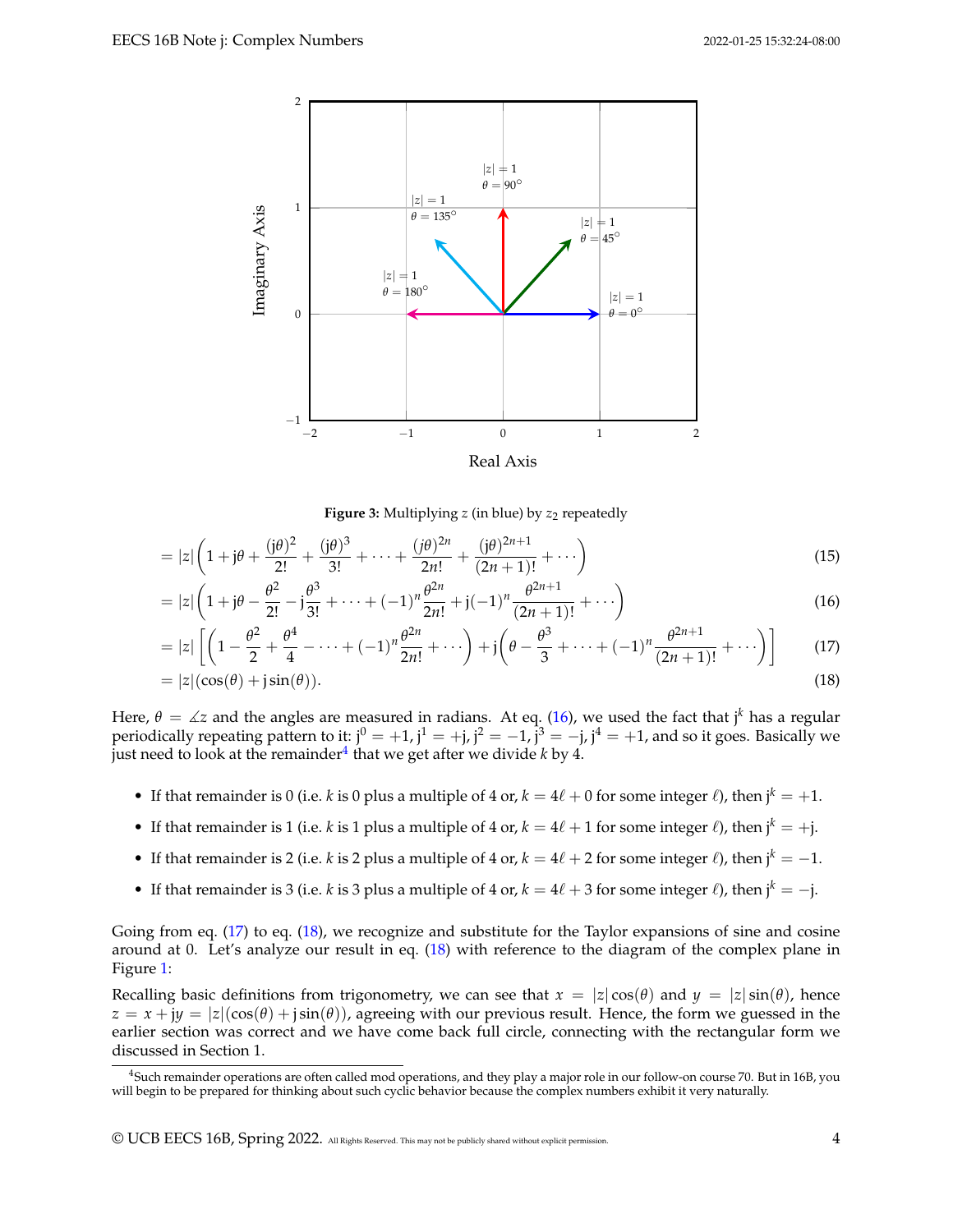**Figure 3:** Multiplying $z$ (in blue) by $z_2$ repeatedly

$$= |z|\left(1 + \mathrm{j}\theta + \frac{(\mathrm{j}\theta)^2}{2!} + \frac{(\mathrm{j}\theta)^3}{3!} + \cdots + \frac{(j\theta)^{2n}}{2n!} + \frac{(\mathrm{j}\theta)^{2n+1}}{(2n+1)!} + \cdots\right) \tag{15}$$

$$= |z|\left(1 + \mathrm{j}\theta - \frac{\theta^2}{2!} - \mathrm{j}\frac{\theta^3}{3!} + \cdots + (-1)^n\frac{\theta^{2n}}{2n!} + \mathrm{j}(-1)^n\frac{\theta^{2n+1}}{(2n+1)!} + \cdots\right) \tag{16}$$

$$= |z|\left[\left(1 - \frac{\theta^2}{2} + \frac{\theta^4}{4} - \cdots + (-1)^n\frac{\theta^{2n}}{2n!} + \cdots\right) + \mathrm{j}\left(\theta - \frac{\theta^3}{3} + \cdots + (-1)^n\frac{\theta^{2n+1}}{(2n+1)!} + \cdots\right)\right] \tag{17}$$

$$= |z|(\cos(\theta) + \mathrm{j}\sin(\theta)). \tag{18}$$

Here, $\theta = \measuredangle z$ and the angles are measured in radians. At eq. (16), we used the fact that $\mathrm{j}^k$ has a regular periodically repeating pattern to it: $\mathrm{j}^0 = +1$, $\mathrm{j}^1 = +\mathrm{j}$, $\mathrm{j}^2 = -1$, $\mathrm{j}^3 = -\mathrm{j}$, $\mathrm{j}^4 = +1$, and so it goes. Basically we just need to look at the remainder[4] that we get after we divide $k$ by 4.

- If that remainder is 0 (i.e. $k$ is 0 plus a multiple of 4 or, $k = 4\ell + 0$ for some integer $\ell$), then $\mathrm{j}^k = +1$.
- If that remainder is 1 (i.e. $k$ is 1 plus a multiple of 4 or, $k = 4\ell + 1$ for some integer $\ell$), then $\mathrm{j}^k = +\mathrm{j}$.
- If that remainder is 2 (i.e. $k$ is 2 plus a multiple of 4 or, $k = 4\ell + 2$ for some integer $\ell$), then $\mathrm{j}^k = -1$.
- If that remainder is 3 (i.e. $k$ is 3 plus a multiple of 4 or, $k = 4\ell + 3$ for some integer $\ell$), then $\mathrm{j}^k = -\mathrm{j}$.

Going from eq. (17) to eq. (18), we recognize and substitute for the Taylor expansions of sine and cosine around at 0. Let's analyze our result in eq. (18) with reference to the diagram of the complex plane in Figure 1:

Recalling basic definitions from trigonometry, we can see that $x = |z|\cos(\theta)$ and $y = |z|\sin(\theta)$, hence $z = x + \mathrm{j}y = |z|(\cos(\theta) + \mathrm{j}\sin(\theta))$, agreeing with our previous result. Hence, the form we guessed in the earlier section was correct and we have come back full circle, connecting with the rectangular form we discussed in Section 1.

[4] Such remainder operations are often called mod operations, and they play a major role in our follow-on course 70. But in 16B, you will begin to be prepared for thinking about such cyclic behavior because the complex numbers exhibit it very naturally.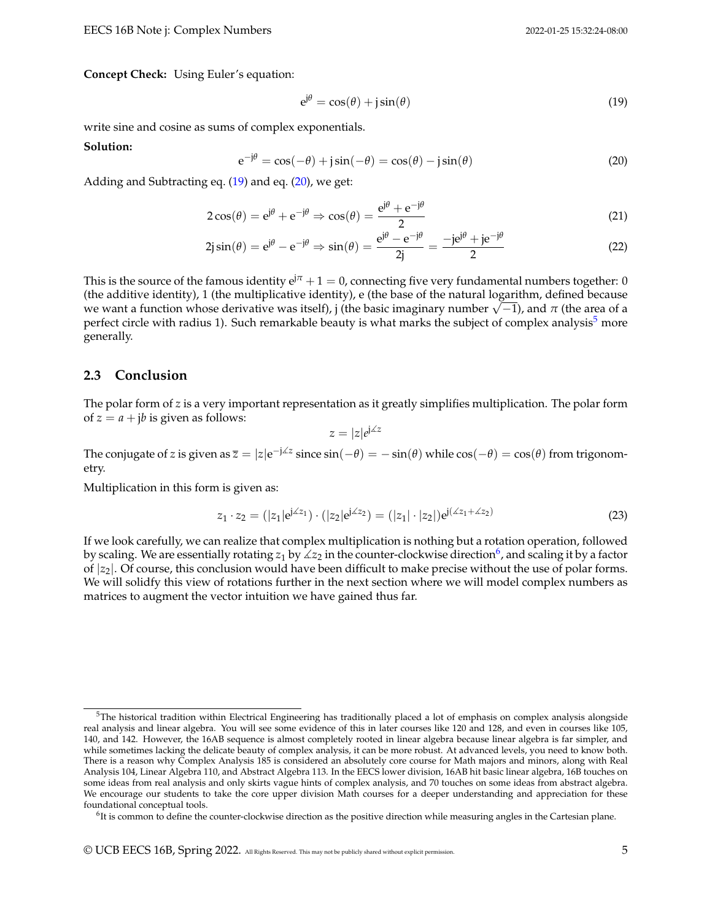**Concept Check:** Using Euler's equation:

$$e^{j\theta} = \cos(\theta) + j\sin(\theta) \tag{19}$$

write sine and cosine as sums of complex exponentials.

**Solution:**

$$e^{-j\theta} = \cos(-\theta) + j\sin(-\theta) = \cos(\theta) - j\sin(\theta) \tag{20}$$

Adding and Subtracting eq. (19) and eq. (20), we get:

$$2\cos(\theta) = e^{j\theta} + e^{-j\theta} \Rightarrow \cos(\theta) = \frac{e^{j\theta} + e^{-j\theta}}{2} \tag{21}$$

$$2j\sin(\theta) = e^{j\theta} - e^{-j\theta} \Rightarrow \sin(\theta) = \frac{e^{j\theta} - e^{-j\theta}}{2j} = \frac{-je^{j\theta} + je^{-j\theta}}{2} \tag{22}$$

This is the source of the famous identity $e^{j\pi} + 1 = 0$, connecting five very fundamental numbers together: 0 (the additive identity), 1 (the multiplicative identity), e (the base of the natural logarithm, defined because we want a function whose derivative was itself), j (the basic imaginary number $\sqrt{-1}$), and $\pi$ (the area of a perfect circle with radius 1). Such remarkable beauty is what marks the subject of complex analysis[5] more generally.

## 2.3 Conclusion

The polar form of $z$ is a very important representation as it greatly simplifies multiplication. The polar form of $z = a + jb$ is given as follows:

$$z = |z|e^{j\measuredangle z}$$

The conjugate of $z$ is given as $\overline{z} = |z|e^{-j\measuredangle z}$ since $\sin(-\theta) = -\sin(\theta)$ while $\cos(-\theta) = \cos(\theta)$ from trigonometry.

Multiplication in this form is given as:

$$z_1 \cdot z_2 = (|z_1|e^{j\measuredangle z_1}) \cdot (|z_2|e^{j\measuredangle z_2}) = (|z_1| \cdot |z_2|)e^{j(\measuredangle z_1 + \measuredangle z_2)} \tag{23}$$

If we look carefully, we can realize that complex multiplication is nothing but a rotation operation, followed by scaling. We are essentially rotating $z_1$ by $\measuredangle z_2$ in the counter-clockwise direction[6], and scaling it by a factor of $|z_2|$. Of course, this conclusion would have been difficult to make precise without the use of polar forms. We will solidfy this view of rotations further in the next section where we will model complex numbers as matrices to augment the vector intuition we have gained thus far.

---

[5] The historical tradition within Electrical Engineering has traditionally placed a lot of emphasis on complex analysis alongside real analysis and linear algebra. You will see some evidence of this in later courses like 120 and 128, and even in courses like 105, 140, and 142. However, the 16AB sequence is almost completely rooted in linear algebra because linear algebra is far simpler, and while sometimes lacking the delicate beauty of complex analysis, it can be more robust. At advanced levels, you need to know both. There is a reason why Complex Analysis 185 is considered an absolutely core course for Math majors and minors, along with Real Analysis 104, Linear Algebra 110, and Abstract Algebra 113. In the EECS lower division, 16AB hit basic linear algebra, 16B touches on some ideas from real analysis and only skirts vague hints of complex analysis, and 70 touches on some ideas from abstract algebra. We encourage our students to take the core upper division Math courses for a deeper understanding and appreciation for these foundational conceptual tools.

[6] It is common to define the counter-clockwise direction as the positive direction while measuring angles in the Cartesian plane.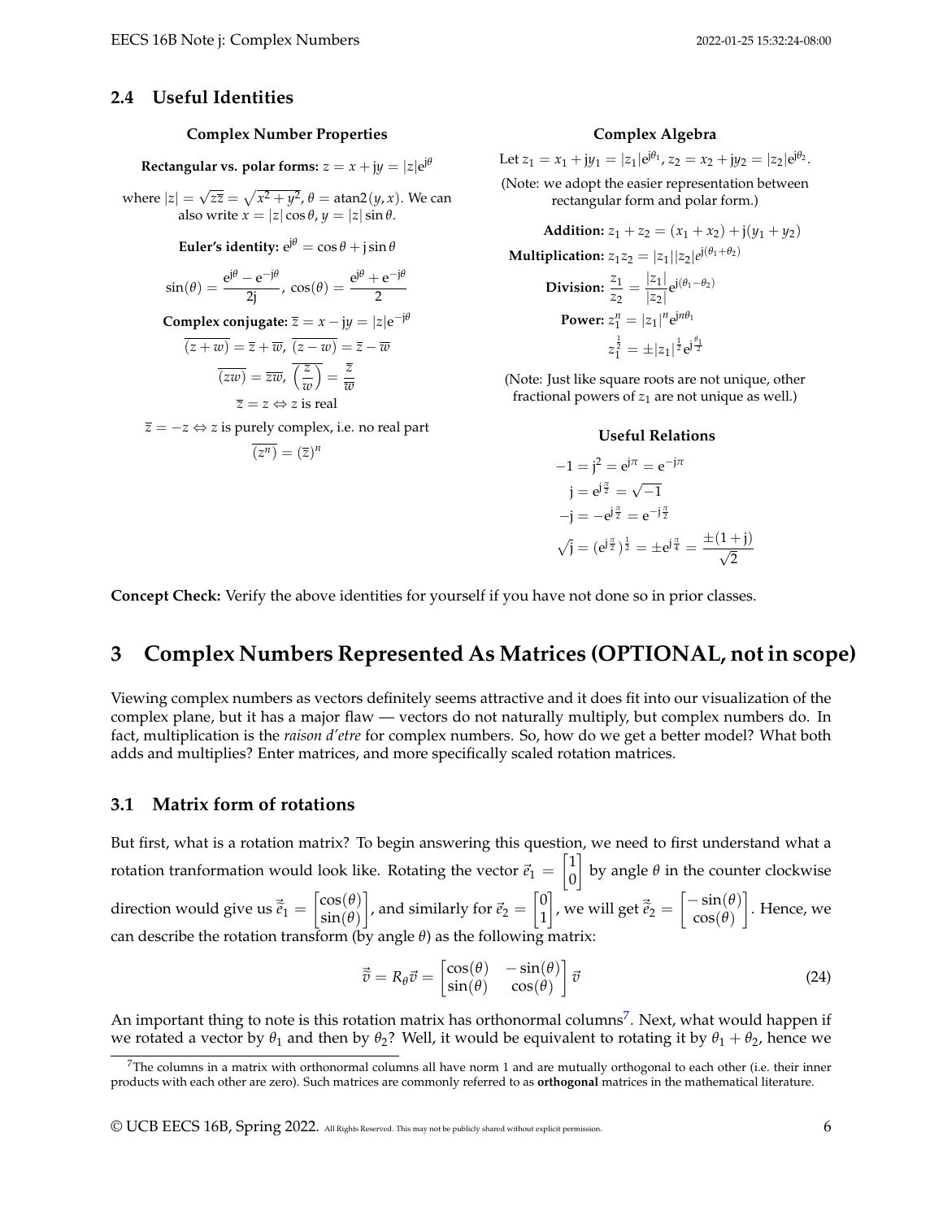### 2.4 Useful Identities

**Complex Number Properties**

**Rectangular vs. polar forms:** $z = x + \mathrm{j}y = |z|\mathrm{e}^{\mathrm{j}\theta}$

where $|z| = \sqrt{z\overline{z}} = \sqrt{x^2 + y^2}$, $\theta = \text{atan2}(y, x)$. We can also write $x = |z|\cos\theta$, $y = |z|\sin\theta$.

**Euler's identity:** $\mathrm{e}^{\mathrm{j}\theta} = \cos\theta + \mathrm{j}\sin\theta$

$$\sin(\theta) = \frac{\mathrm{e}^{\mathrm{j}\theta} - \mathrm{e}^{-\mathrm{j}\theta}}{2\mathrm{j}}, \ \cos(\theta) = \frac{\mathrm{e}^{\mathrm{j}\theta} + \mathrm{e}^{-\mathrm{j}\theta}}{2}$$

**Complex conjugate:** $\overline{z} = x - \mathrm{j}y = |z|\mathrm{e}^{-\mathrm{j}\theta}$

$$\overline{(z+w)} = \overline{z} + \overline{w}, \ \overline{(z-w)} = \overline{z} - \overline{w}$$

$$\overline{(zw)} = \overline{z}\,\overline{w}, \ \overline{\left(\frac{z}{w}\right)} = \frac{\overline{z}}{\overline{w}}$$

$$\overline{z} = z \Leftrightarrow z \text{ is real}$$

$\overline{z} = -z \Leftrightarrow z$ is purely complex, i.e. no real part

$$\overline{(z^n)} = (\overline{z})^n$$

**Complex Algebra**

Let $z_1 = x_1 + \mathrm{j}y_1 = |z_1|\mathrm{e}^{\mathrm{j}\theta_1}$, $z_2 = x_2 + \mathrm{j}y_2 = |z_2|\mathrm{e}^{\mathrm{j}\theta_2}$.

(Note: we adopt the easier representation between rectangular form and polar form.)

**Addition:** $z_1 + z_2 = (x_1 + x_2) + \mathrm{j}(y_1 + y_2)$

**Multiplication:** $z_1 z_2 = |z_1||z_2|e^{\mathrm{j}(\theta_1 + \theta_2)}$

**Division:** $\dfrac{z_1}{z_2} = \dfrac{|z_1|}{|z_2|}\mathrm{e}^{\mathrm{j}(\theta_1 - \theta_2)}$

**Power:** $z_1^n = |z_1|^n \mathrm{e}^{\mathrm{j}n\theta_1}$

$$z_1^{\frac{1}{2}} = \pm|z_1|^{\frac{1}{2}}\mathrm{e}^{\mathrm{j}\frac{\theta_1}{2}}$$

(Note: Just like square roots are not unique, other fractional powers of $z_1$ are not unique as well.)

**Useful Relations**

$$-1 = \mathrm{j}^2 = \mathrm{e}^{\mathrm{j}\pi} = \mathrm{e}^{-\mathrm{j}\pi}$$

$$\mathrm{j} = \mathrm{e}^{\mathrm{j}\frac{\pi}{2}} = \sqrt{-1}$$

$$-\mathrm{j} = -\mathrm{e}^{\mathrm{j}\frac{\pi}{2}} = \mathrm{e}^{-\mathrm{j}\frac{\pi}{2}}$$

$$\sqrt{\mathrm{j}} = (\mathrm{e}^{\mathrm{j}\frac{\pi}{2}})^{\frac{1}{2}} = \pm\mathrm{e}^{\mathrm{j}\frac{\pi}{4}} = \frac{\pm(1+\mathrm{j})}{\sqrt{2}}$$

**Concept Check:** Verify the above identities for yourself if you have not done so in prior classes.

# 3 Complex Numbers Represented As Matrices (OPTIONAL, not in scope)

Viewing complex numbers as vectors definitely seems attractive and it does fit into our visualization of the complex plane, but it has a major flaw — vectors do not naturally multiply, but complex numbers do. In fact, multiplication is the *raison d'etre* for complex numbers. So, how do we get a better model? What both adds and multiplies? Enter matrices, and more specifically scaled rotation matrices.

### 3.1 Matrix form of rotations

But first, what is a rotation matrix? To begin answering this question, we need to first understand what a rotation tranformation would look like. Rotating the vector $\vec{e}_1 = \begin{bmatrix} 1 \\ 0 \end{bmatrix}$ by angle $\theta$ in the counter clockwise direction would give us $\vec{\tilde{e}}_1 = \begin{bmatrix} \cos(\theta) \\ \sin(\theta) \end{bmatrix}$, and similarly for $\vec{e}_2 = \begin{bmatrix} 0 \\ 1 \end{bmatrix}$, we will get $\vec{\tilde{e}}_2 = \begin{bmatrix} -\sin(\theta) \\ \cos(\theta) \end{bmatrix}$. Hence, we can describe the rotation transform (by angle $\theta$) as the following matrix:

$$\vec{\tilde{v}} = R_\theta \vec{v} = \begin{bmatrix} \cos(\theta) & -\sin(\theta) \\ \sin(\theta) & \cos(\theta) \end{bmatrix} \vec{v} \tag{24}$$

An important thing to note is this rotation matrix has orthonormal columns[7]. Next, what would happen if we rotated a vector by $\theta_1$ and then by $\theta_2$? Well, it would be equivalent to rotating it by $\theta_1 + \theta_2$, hence we

[7] The columns in a matrix with orthonormal columns all have norm 1 and are mutually orthogonal to each other (i.e. their inner products with each other are zero). Such matrices are commonly referred to as **orthogonal** matrices in the mathematical literature.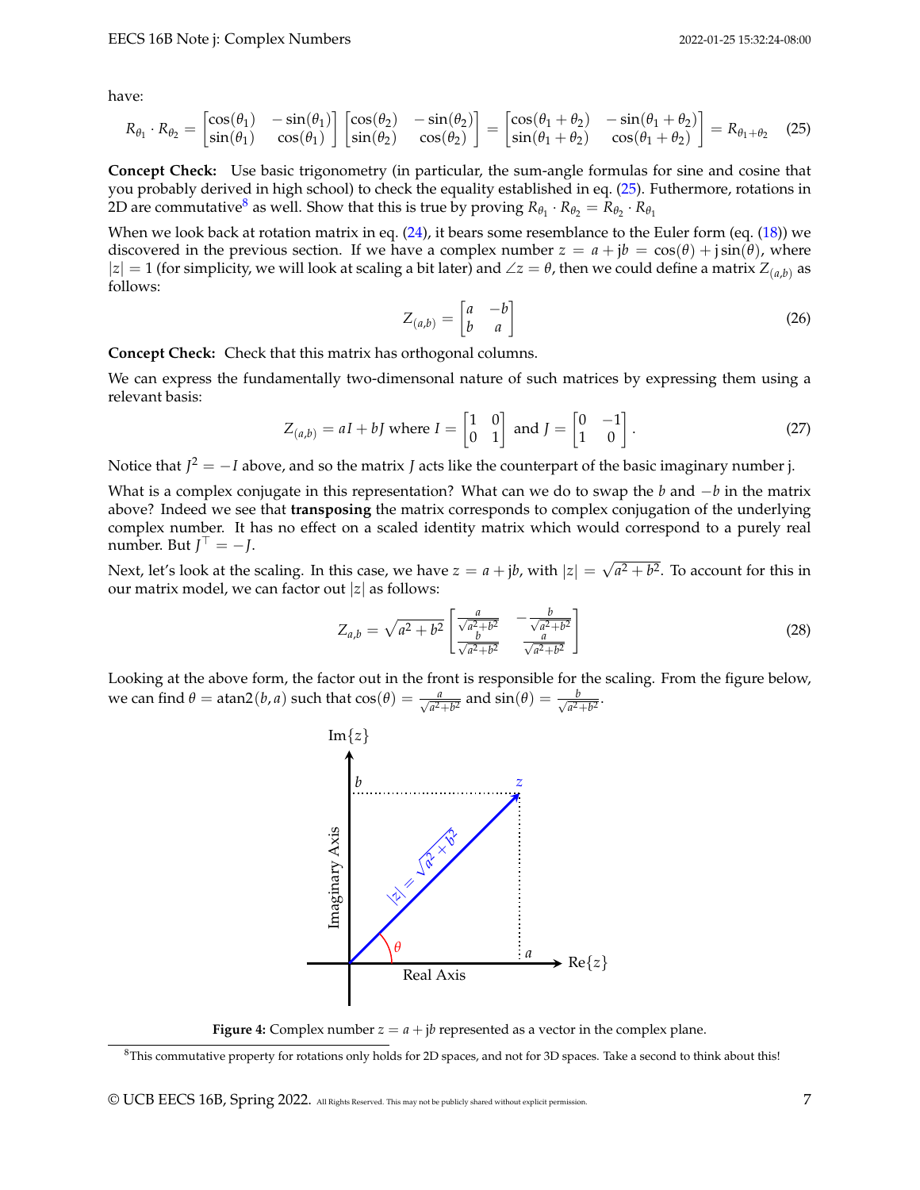have:

$$R_{\theta_1} \cdot R_{\theta_2} = \begin{bmatrix} \cos(\theta_1) & -\sin(\theta_1) \\ \sin(\theta_1) & \cos(\theta_1) \end{bmatrix} \begin{bmatrix} \cos(\theta_2) & -\sin(\theta_2) \\ \sin(\theta_2) & \cos(\theta_2) \end{bmatrix} = \begin{bmatrix} \cos(\theta_1 + \theta_2) & -\sin(\theta_1 + \theta_2) \\ \sin(\theta_1 + \theta_2) & \cos(\theta_1 + \theta_2) \end{bmatrix} = R_{\theta_1 + \theta_2} \quad (25)$$

**Concept Check:** Use basic trigonometry (in particular, the sum-angle formulas for sine and cosine that you probably derived in high school) to check the equality established in eq. (25). Futhermore, rotations in 2D are commutative[8] as well. Show that this is true by proving $R_{\theta_1} \cdot R_{\theta_2} = R_{\theta_2} \cdot R_{\theta_1}$

When we look back at rotation matrix in eq. (24), it bears some resemblance to the Euler form (eq. (18)) we discovered in the previous section. If we have a complex number $z = a + \mathrm{j}b = \cos(\theta) + \mathrm{j}\sin(\theta)$, where $|z| = 1$ (for simplicity, we will look at scaling a bit later) and $\angle z = \theta$, then we could define a matrix $Z_{(a,b)}$ as follows:

$$Z_{(a,b)} = \begin{bmatrix} a & -b \\ b & a \end{bmatrix} \quad (26)$$

**Concept Check:** Check that this matrix has orthogonal columns.

We can express the fundamentally two-dimensonal nature of such matrices by expressing them using a relevant basis:

$$Z_{(a,b)} = aI + bJ \text{ where } I = \begin{bmatrix} 1 & 0 \\ 0 & 1 \end{bmatrix} \text{ and } J = \begin{bmatrix} 0 & -1 \\ 1 & 0 \end{bmatrix}. \quad (27)$$

Notice that $J^2 = -I$ above, and so the matrix $J$ acts like the counterpart of the basic imaginary number j.

What is a complex conjugate in this representation? What can we do to swap the $b$ and $-b$ in the matrix above? Indeed we see that **transposing** the matrix corresponds to complex conjugation of the underlying complex number. It has no effect on a scaled identity matrix which would correspond to a purely real number. But $J^\top = -J$.

Next, let's look at the scaling. In this case, we have $z = a + \mathrm{j}b$, with $|z| = \sqrt{a^2 + b^2}$. To account for this in our matrix model, we can factor out $|z|$ as follows:

$$Z_{a,b} = \sqrt{a^2 + b^2} \begin{bmatrix} \frac{a}{\sqrt{a^2+b^2}} & -\frac{b}{\sqrt{a^2+b^2}} \\ \frac{b}{\sqrt{a^2+b^2}} & \frac{a}{\sqrt{a^2+b^2}} \end{bmatrix} \quad (28)$$

Looking at the above form, the factor out in the front is responsible for the scaling. From the figure below, we can find $\theta = \mathrm{atan2}(b, a)$ such that $\cos(\theta) = \frac{a}{\sqrt{a^2+b^2}}$ and $\sin(\theta) = \frac{b}{\sqrt{a^2+b^2}}$.

**Figure 4:** Complex number $z = a + \mathrm{j}b$ represented as a vector in the complex plane.

[8] This commutative property for rotations only holds for 2D spaces, and not for 3D spaces. Take a second to think about this!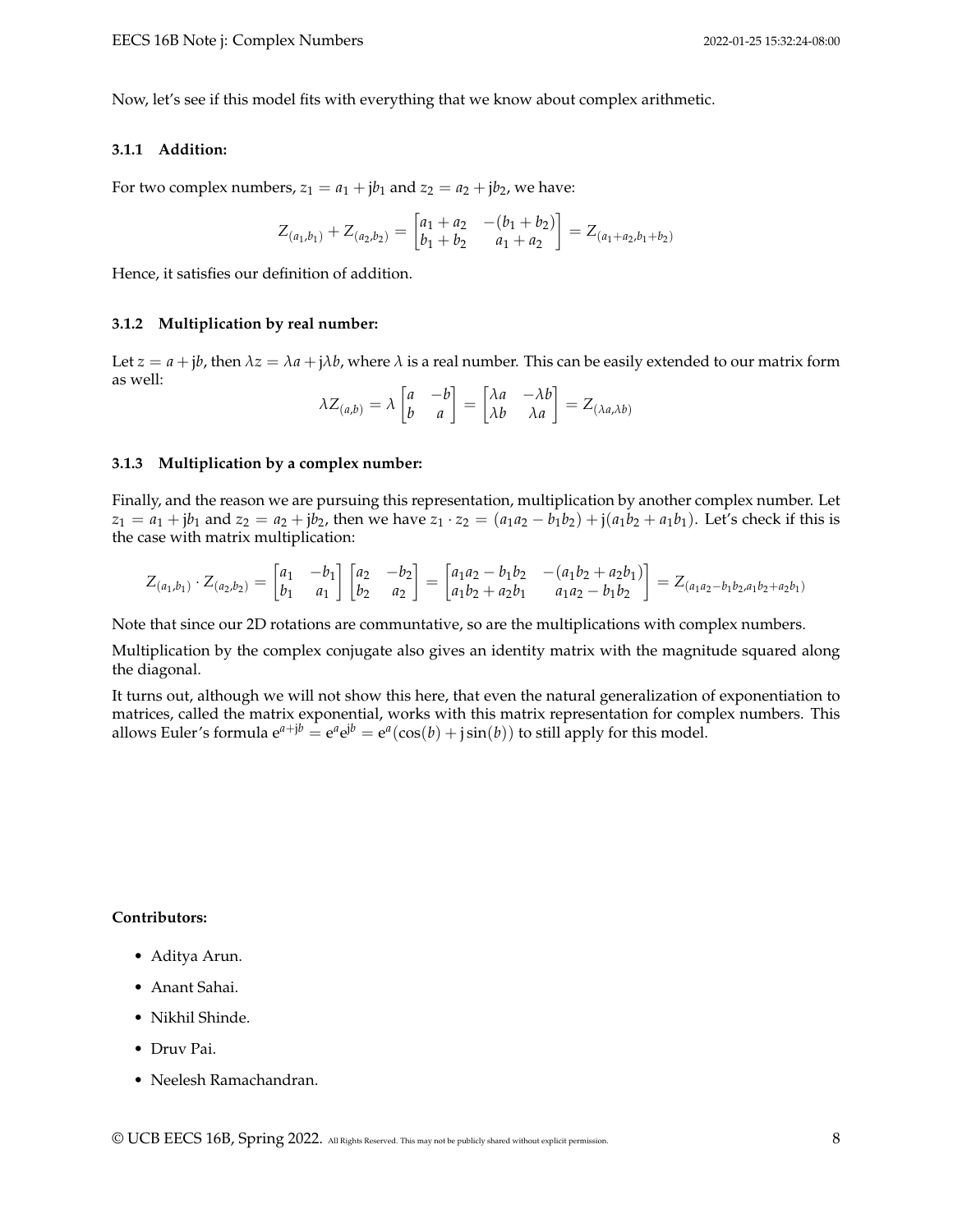Now, let's see if this model fits with everything that we know about complex arithmetic.

### 3.1.1 Addition:

For two complex numbers, $z_1 = a_1 + jb_1$ and $z_2 = a_2 + jb_2$, we have:

$$Z_{(a_1,b_1)} + Z_{(a_2,b_2)} = \begin{bmatrix} a_1 + a_2 & -(b_1 + b_2) \\ b_1 + b_2 & a_1 + a_2 \end{bmatrix} = Z_{(a_1+a_2,b_1+b_2)}$$

Hence, it satisfies our definition of addition.

### 3.1.2 Multiplication by real number:

Let $z = a + jb$, then $\lambda z = \lambda a + j\lambda b$, where $\lambda$ is a real number. This can be easily extended to our matrix form as well:

$$\lambda Z_{(a,b)} = \lambda \begin{bmatrix} a & -b \\ b & a \end{bmatrix} = \begin{bmatrix} \lambda a & -\lambda b \\ \lambda b & \lambda a \end{bmatrix} = Z_{(\lambda a,\lambda b)}$$

### 3.1.3 Multiplication by a complex number:

Finally, and the reason we are pursuing this representation, multiplication by another complex number. Let $z_1 = a_1 + jb_1$ and $z_2 = a_2 + jb_2$, then we have $z_1 \cdot z_2 = (a_1a_2 - b_1b_2) + j(a_1b_2 + a_1b_1)$. Let's check if this is the case with matrix multiplication:

$$Z_{(a_1,b_1)} \cdot Z_{(a_2,b_2)} = \begin{bmatrix} a_1 & -b_1 \\ b_1 & a_1 \end{bmatrix} \begin{bmatrix} a_2 & -b_2 \\ b_2 & a_2 \end{bmatrix} = \begin{bmatrix} a_1a_2 - b_1b_2 & -(a_1b_2 + a_2b_1) \\ a_1b_2 + a_2b_1 & a_1a_2 - b_1b_2 \end{bmatrix} = Z_{(a_1a_2-b_1b_2,a_1b_2+a_2b_1)}$$

Note that since our 2D rotations are communtative, so are the multiplications with complex numbers.

Multiplication by the complex conjugate also gives an identity matrix with the magnitude squared along the diagonal.

It turns out, although we will not show this here, that even the natural generalization of exponentiation to matrices, called the matrix exponential, works with this matrix representation for complex numbers. This allows Euler's formula $e^{a+jb} = e^a e^{jb} = e^a(\cos(b) + j\sin(b))$ to still apply for this model.

**Contributors:**

- Aditya Arun.
- Anant Sahai.
- Nikhil Shinde.
- Druv Pai.
- Neelesh Ramachandran.